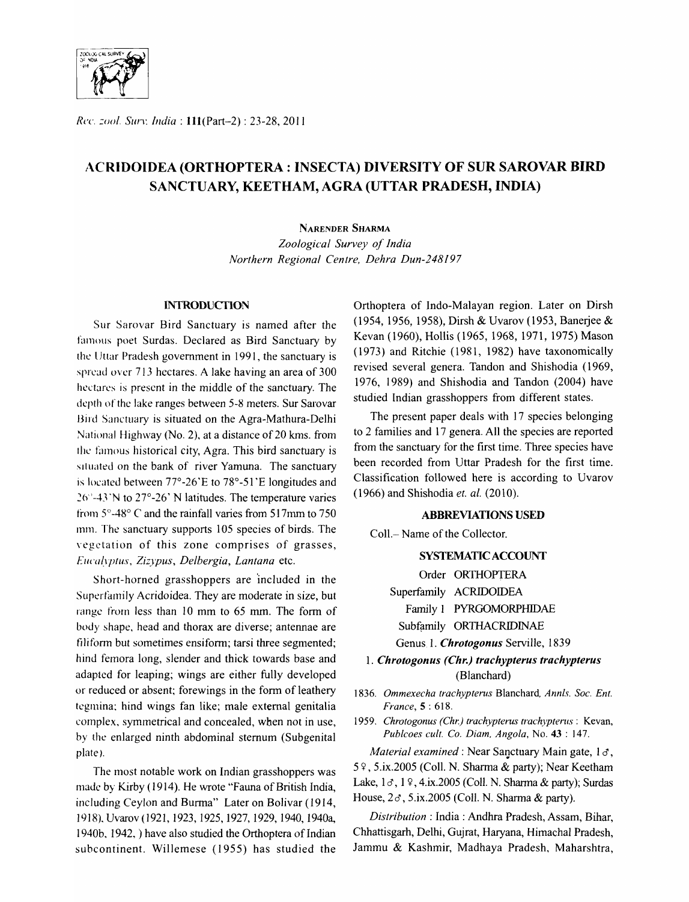# ACRIDOIDEA (ORTHOPTERA : INSECTA) DIVERSITY OF SUR SAROVAR BIRD SANCTUARY, KEETHAM, AGRA (UTTAR PRADESH, INDIA)

NARENDER SHARMA

*Zoological Survey of India*
*Northern Regional Centre, Dehra Dun-248197*

## INTRODUCTION

Sur Sarovar Bird Sanctuary is named after the famous poet Surdas. Declared as Bird Sanctuary by the Uttar Pradesh government in 1991, the sanctuary is spread over 713 hectares. A lake having an area of 300 hectares is present in the middle of the sanctuary. The depth of the lake ranges between 5-8 meters. Sur Sarovar Bird Sanctuary is situated on the Agra-Mathura-Delhi National Highway (No. 2), at a distance of 20 kms. from the famous historical city, Agra. This bird sanctuary is situated on the bank of river Yamuna. The sanctuary is located between 77°-26'E to 78°-51'E longitudes and 26°-43'N to 27°-26' N latitudes. The temperature varies from 5°-48° C and the rainfall varies from 517mm to 750 mm. The sanctuary supports 105 species of birds. The vegetation of this zone comprises of grasses, *Eucalyptus*, *Zizypus*, *Delbergia*, *Lantana* etc.

Short-horned grasshoppers are included in the Superfamily Acridoidea. They are moderate in size, but range from less than 10 mm to 65 mm. The form of body shape, head and thorax are diverse; antennae are filiform but sometimes ensiform; tarsi three segmented; hind femora long, slender and thick towards base and adapted for leaping; wings are either fully developed or reduced or absent; forewings in the form of leathery tegmina; hind wings fan like; male external genitalia complex, symmetrical and concealed, when not in use, by the enlarged ninth abdominal sternum (Subgenital plate).

The most notable work on Indian grasshoppers was made by Kirby (1914). He wrote "Fauna of British India, including Ceylon and Burma" Later on Bolivar (1914, 1918), Uvarov (1921, 1923, 1925, 1927, 1929, 1940, 1940a, 1940b, 1942, ) have also studied the Orthoptera of Indian subcontinent. Willemese (1955) has studied the Orthoptera of Indo-Malayan region. Later on Dirsh (1954, 1956, 1958), Dirsh & Uvarov (1953, Banerjee & Kevan (1960), Hollis (1965, 1968, 1971, 1975) Mason (1973) and Ritchie (1981, 1982) have taxonomically revised several genera. Tandon and Shishodia (1969, 1976, 1989) and Shishodia and Tandon (2004) have studied Indian grasshoppers from different states.

The present paper deals with 17 species belonging to 2 families and 17 genera. All the species are reported from the sanctuary for the first time. Three species have been recorded from Uttar Pradesh for the first time. Classification followed here is according to Uvarov (1966) and Shishodia *et. al.* (2010).

## ABBREVIATIONS USED

Coll.– Name of the Collector.

## SYSTEMATIC ACCOUNT

Order ORTHOPTERA

Superfamily ACRIDOIDEA

Family 1 PYRGOMORPHIDAE

Subfamily ORTHACRIDINAE

Genus 1. ***Chrotogonus*** Serville, 1839

### 1. *Chrotogonus (Chr.) trachypterus trachypterus* (Blanchard)

1836. *Ommexecha trachypterus* Blanchard, *Annls. Soc. Ent. France*, **5** : 618.

1959. *Chrotogonus (Chr.) trachypterus trachypterus* : Kevan, *Publcoes cult. Co. Diam, Angola*, No. **43** : 147.

*Material examined* : Near Sanctuary Main gate, 1♂, 5♀, 5.ix.2005 (Coll. N. Sharma & party); Near Keetham Lake, 1♂, 1♀, 4.ix.2005 (Coll. N. Sharma & party); Surdas House, 2♂, 5.ix.2005 (Coll. N. Sharma & party).

*Distribution* : India : Andhra Pradesh, Assam, Bihar, Chhattisgarh, Delhi, Gujrat, Haryana, Himachal Pradesh, Jammu & Kashmir, Madhaya Pradesh, Maharshtra,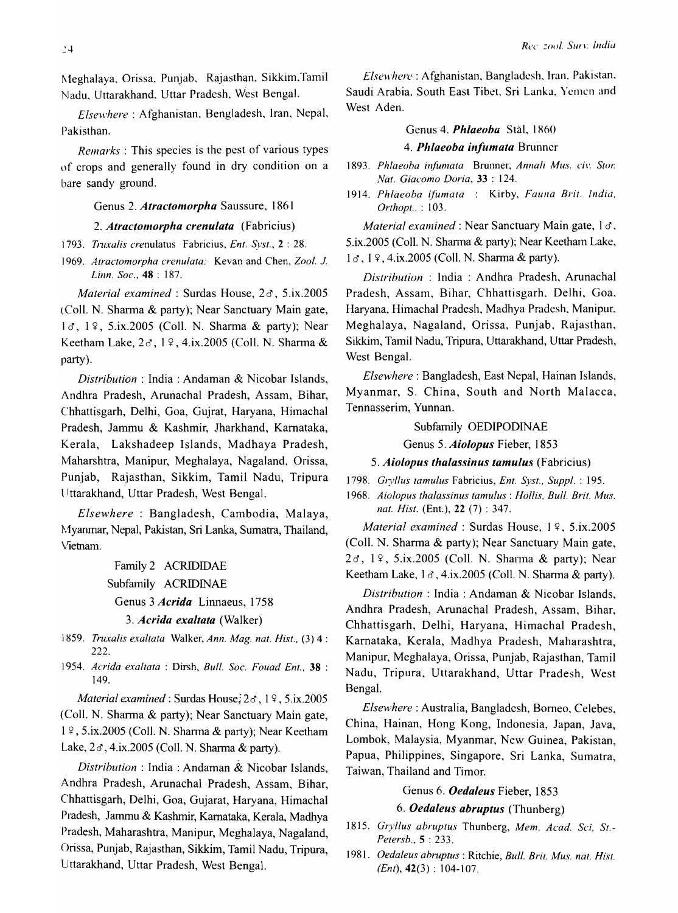Meghalaya, Orissa, Punjab, Rajasthan, Sikkim,Tamil Nadu, Uttarakhand, Uttar Pradesh, West Bengal.

*Elsewhere* : Afghanistan, Bengladesh, Iran, Nepal, Pakisthan.

*Remarks* : This species is the pest of various types of crops and generally found in dry condition on a bare sandy ground.

Genus 2. ***Atractomorpha*** Saussure, 1861

2. ***Atractomorpha crenulata*** (Fabricius)

1793. *Truxalis crenulatus* Fabricius, *Ent. Syst.*, **2** : 28.

1969. *Atractomorpha crenulata:* Kevan and Chen, *Zool. J. Linn. Soc.*, **48** : 187.

*Material examined* : Surdas House, 2♂, 5.ix.2005 (Coll. N. Sharma & party); Near Sanctuary Main gate, 1♂, 1♀, 5.ix.2005 (Coll. N. Sharma & party); Near Keetham Lake, 2♂, 1♀, 4.ix.2005 (Coll. N. Sharma & party).

*Distribution* : India : Andaman & Nicobar Islands, Andhra Pradesh, Arunachal Pradesh, Assam, Bihar, Chhattisgarh, Delhi, Goa, Gujrat, Haryana, Himachal Pradesh, Jammu & Kashmir, Jharkhand, Karnataka, Kerala, Lakshadeep Islands, Madhaya Pradesh, Maharshtra, Manipur, Meghalaya, Nagaland, Orissa, Punjab, Rajasthan, Sikkim, Tamil Nadu, Tripura Uttarakhand, Uttar Pradesh, West Bengal.

*Elsewhere* : Bangladesh, Cambodia, Malaya, Myanmar, Nepal, Pakistan, Sri Lanka, Sumatra, Thailand, Vietnam.

Family 2 ACRIDIDAE

Subfamily ACRIDINAE

Genus 3 ***Acrida*** Linnaeus, 1758

3. ***Acrida exaltata*** (Walker)

1859. *Truxalis exaltata* Walker, *Ann. Mag. nat. Hist.*, (3) **4** : 222.

1954. *Acrida exaltata* : Dirsh, *Bull. Soc. Fouad Ent.*, **38** : 149.

*Material examined* : Surdas House, 2♂, 1♀, 5.ix.2005 (Coll. N. Sharma & party); Near Sanctuary Main gate, 1♀, 5.ix.2005 (Coll. N. Sharma & party); Near Keetham Lake, 2♂, 4.ix.2005 (Coll. N. Sharma & party).

*Distribution* : India : Andaman & Nicobar Islands, Andhra Pradesh, Arunachal Pradesh, Assam, Bihar, Chhattisgarh, Delhi, Goa, Gujarat, Haryana, Himachal Pradesh, Jammu & Kashmir, Karnataka, Kerala, Madhya Pradesh, Maharashtra, Manipur, Meghalaya, Nagaland, Orissa, Punjab, Rajasthan, Sikkim, Tamil Nadu, Tripura, Uttarakhand, Uttar Pradesh, West Bengal.

*Elsewhere* : Afghanistan, Bangladesh, Iran, Pakistan, Saudi Arabia, South East Tibet, Sri Lanka, Yemen and West Aden.

Genus 4. ***Phlaeoba*** Stål, 1860

4. ***Phlaeoba infumata*** Brunner

1893. *Phlaeoba infumata* Brunner, *Annali Mus. civ. Stor. Nat. Giacomo Doria*, **33** : 124.

1914. *Phlaeoba ifumata* : Kirby, *Fauna Brit. India, Orthopt.*, : 103.

*Material examined* : Near Sanctuary Main gate, 1♂, 5.ix.2005 (Coll. N. Sharma & party); Near Keetham Lake, 1♂, 1♀, 4.ix.2005 (Coll. N. Sharma & party).

*Distribution* : India : Andhra Pradesh, Arunachal Pradesh, Assam, Bihar, Chhattisgarh, Delhi, Goa, Haryana, Himachal Pradesh, Madhya Pradesh, Manipur, Meghalaya, Nagaland, Orissa, Punjab, Rajasthan, Sikkim, Tamil Nadu, Tripura, Uttarakhand, Uttar Pradesh, West Bengal.

*Elsewhere* : Bangladesh, East Nepal, Hainan Islands, Myanmar, S. China, South and North Malacca, Tennasserim, Yunnan.

Subfamily OEDIPODINAE

Genus 5. ***Aiolopus*** Fieber, 1853

5. ***Aiolopus thalassinus tamulus*** (Fabricius)

1798. *Gryllus tamulus* Fabricius, *Ent. Syst., Suppl.* : 195.

1968. *Aiolopus thalassinus tamulus* : Hollis, *Bull. Brit. Mus. nat. Hist.* (Ent.), **22** (7) : 347.

*Material examined* : Surdas House, 1♀, 5.ix.2005 (Coll. N. Sharma & party); Near Sanctuary Main gate, 2♂, 1♀, 5.ix.2005 (Coll. N. Sharma & party); Near Keetham Lake, 1♂, 4.ix.2005 (Coll. N. Sharma & party).

*Distribution* : India : Andaman & Nicobar Islands, Andhra Pradesh, Arunachal Pradesh, Assam, Bihar, Chhattisgarh, Delhi, Haryana, Himachal Pradesh, Karnataka, Kerala, Madhya Pradesh, Maharashtra, Manipur, Meghalaya, Orissa, Punjab, Rajasthan, Tamil Nadu, Tripura, Uttarakhand, Uttar Pradesh, West Bengal.

*Elsewhere* : Australia, Bangladesh, Borneo, Celebes, China, Hainan, Hong Kong, Indonesia, Japan, Java, Lombok, Malaysia, Myanmar, New Guinea, Pakistan, Papua, Philippines, Singapore, Sri Lanka, Sumatra, Taiwan, Thailand and Timor.

Genus 6. ***Oedaleus*** Fieber, 1853

6. ***Oedaleus abruptus*** (Thunberg)

1815. *Gryllus abruptus* Thunberg, *Mem. Acad. Sci, St.-Petersb.*, **5** : 233.

1981. *Oedaleus abruptus* : Ritchie, *Bull. Brit. Mus. nat. Hist. (Ent)*, **42**(3) : 104-107.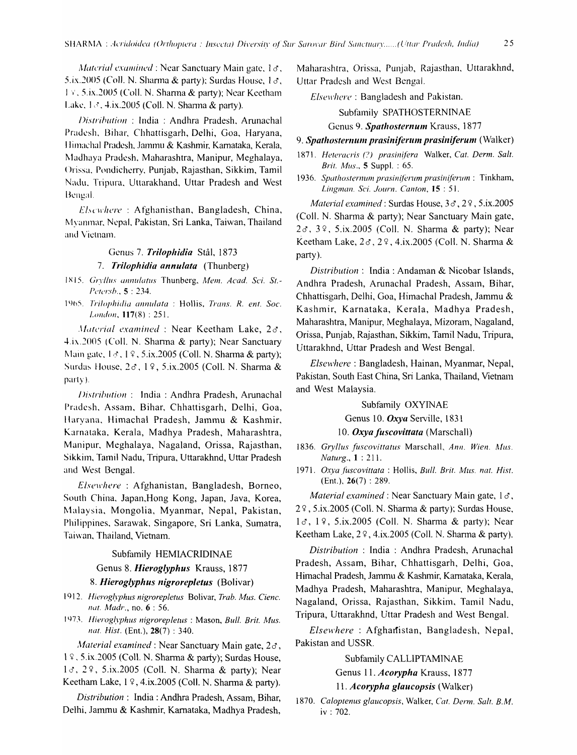*Material examined* : Near Sanctuary Main gate, 1♂, 5.ix.2005 (Coll. N. Sharma & party); Surdas House, 1♂, 1♀, 5.ix.2005 (Coll. N. Sharma & party); Near Keetham Lake, 1♂, 4.ix.2005 (Coll. N. Sharma & party).

*Distribution* : India : Andhra Pradesh, Arunachal Pradesh, Bihar, Chhattisgarh, Delhi, Goa, Haryana, Himachal Pradesh, Jammu & Kashmir, Karnataka, Kerala, Madhaya Pradesh, Maharashtra, Manipur, Meghalaya, Orissa, Pondicherry, Punjab, Rajasthan, Sikkim, Tamil Nadu, Tripura, Uttarakhand, Uttar Pradesh and West Bengal.

*Elsewhere* : Afghanisthan, Bangladesh, China, Myanmar, Nepal, Pakistan, Sri Lanka, Taiwan, Thailand and Vietnam.

Genus 7. ***Trilophidia*** Stål, 1873

### 7. *Trilophidia annulata* (Thunberg)

1815. *Gryllus annulatus* Thunberg, *Mem. Acad. Sci. St.-Petersb.*, **5** : 234.

1965. *Trilophidia annulata* : Hollis, *Trans. R. ent. Soc. London*, **117**(8) : 251.

*Material examined* : Near Keetham Lake, 2♂, 4.ix.2005 (Coll. N. Sharma & party); Near Sanctuary Main gate, 1♂, 1♀, 5.ix.2005 (Coll. N. Sharma & party); Surdas House, 2♂, 1♀, 5.ix.2005 (Coll. N. Sharma & party).

*Distribution* : India : Andhra Pradesh, Arunachal Pradesh, Assam, Bihar, Chhattisgarh, Delhi, Goa, Haryana, Himachal Pradesh, Jammu & Kashmir, Karnataka, Kerala, Madhya Pradesh, Maharashtra, Manipur, Meghalaya, Nagaland, Orissa, Rajasthan, Sikkim, Tamil Nadu, Tripura, Uttarakhnd, Uttar Pradesh and West Bengal.

*Elsewhere* : Afghanistan, Bangladesh, Borneo, South China, Japan,Hong Kong, Japan, Java, Korea, Malaysia, Mongolia, Myanmar, Nepal, Pakistan, Philippines, Sarawak, Singapore, Sri Lanka, Sumatra, Taiwan, Thailand, Vietnam.

Subfamily HEMIACRIDINAE

Genus 8. ***Hieroglyphus*** Krauss, 1877

### 8. *Hieroglyphus nigrorepletus* (Bolivar)

1912. *Hieroglyphus nigrorepletus* Bolivar, *Trab. Mus. Cienc. nat. Madr.*, no. **6** : 56.

1973. *Hieroglyphus nigrorepletus* : Mason, *Bull. Brit. Mus. nat. Hist.* (Ent.), **28**(7) : 340.

*Material examined* : Near Sanctuary Main gate, 2♂, 1♀, 5.ix.2005 (Coll. N. Sharma & party); Surdas House, 1♂, 2♀, 5.ix.2005 (Coll. N. Sharma & party); Near Keetham Lake, 1♀, 4.ix.2005 (Coll. N. Sharma & party).

*Distribution* : India : Andhra Pradesh, Assam, Bihar, Delhi, Jammu & Kashmir, Karnataka, Madhya Pradesh, Maharashtra, Orissa, Punjab, Rajasthan, Uttarakhnd, Uttar Pradesh and West Bengal.

*Elsewhere* : Bangladesh and Pakistan.

Subfamily SPATHOSTERNINAE

Genus 9. ***Spathosternum*** Krauss, 1877

### 9. *Spathosternum prasiniferum prasiniferum* (Walker)

1871. *Heteracris (?) prasinifera* Walker, *Cat. Derm. Salt. Brit. Mus.*, **5** Suppl. : 65.

1936. *Spathosternum prasiniferum prasiniferum* : Tinkham, *Lingman. Sci. Journ. Canton*, **15** : 51.

*Material examined* : Surdas House, 3♂, 2♀, 5.ix.2005 (Coll. N. Sharma & party); Near Sanctuary Main gate, 2♂, 3♀, 5.ix.2005 (Coll. N. Sharma & party); Near Keetham Lake, 2♂, 2♀, 4.ix.2005 (Coll. N. Sharma & party).

*Distribution* : India : Andaman & Nicobar Islands, Andhra Pradesh, Arunachal Pradesh, Assam, Bihar, Chhattisgarh, Delhi, Goa, Himachal Pradesh, Jammu & Kashmir, Karnataka, Kerala, Madhya Pradesh, Maharashtra, Manipur, Meghalaya, Mizoram, Nagaland, Orissa, Punjab, Rajasthan, Sikkim, Tamil Nadu, Tripura, Uttarakhnd, Uttar Pradesh and West Bengal.

*Elsewhere* : Bangladesh, Hainan, Myanmar, Nepal, Pakistan, South East China, Sri Lanka, Thailand, Vietnam and West Malaysia.

Subfamily OXYINAE

Genus 10. ***Oxya*** Serville, 1831

### 10. *Oxya fuscovittata* (Marschall)

1836. *Gryllus fuscovittatus* Marschall, *Ann. Wien. Mus. Naturg.*, **1** : 211.

1971. *Oxya fuscovittata* : Hollis, *Bull. Brit. Mus. nat. Hist.* (Ent.), **26**(7) : 289.

*Material examined* : Near Sanctuary Main gate, 1♂, 2♀, 5.ix.2005 (Coll. N. Sharma & party); Surdas House, 1♂, 1♀, 5.ix.2005 (Coll. N. Sharma & party); Near Keetham Lake, 2♀, 4.ix.2005 (Coll. N. Sharma & party).

*Distribution* : India : Andhra Pradesh, Arunachal Pradesh, Assam, Bihar, Chhattisgarh, Delhi, Goa, Himachal Pradesh, Jammu & Kashmir, Karnataka, Kerala, Madhya Pradesh, Maharashtra, Manipur, Meghalaya, Nagaland, Orissa, Rajasthan, Sikkim, Tamil Nadu, Tripura, Uttarakhnd, Uttar Pradesh and West Bengal.

*Elsewhere* : Afghanistan, Bangladesh, Nepal, Pakistan and USSR.

Subfamily CALLIPTAMINAE

Genus 11. ***Acorypha*** Krauss, 1877

### 11. *Acorypha glaucopsis* (Walker)

1870. *Caloptenus glaucopsis*, Walker, *Cat. Derm. Salt. B.M.* iv : 702.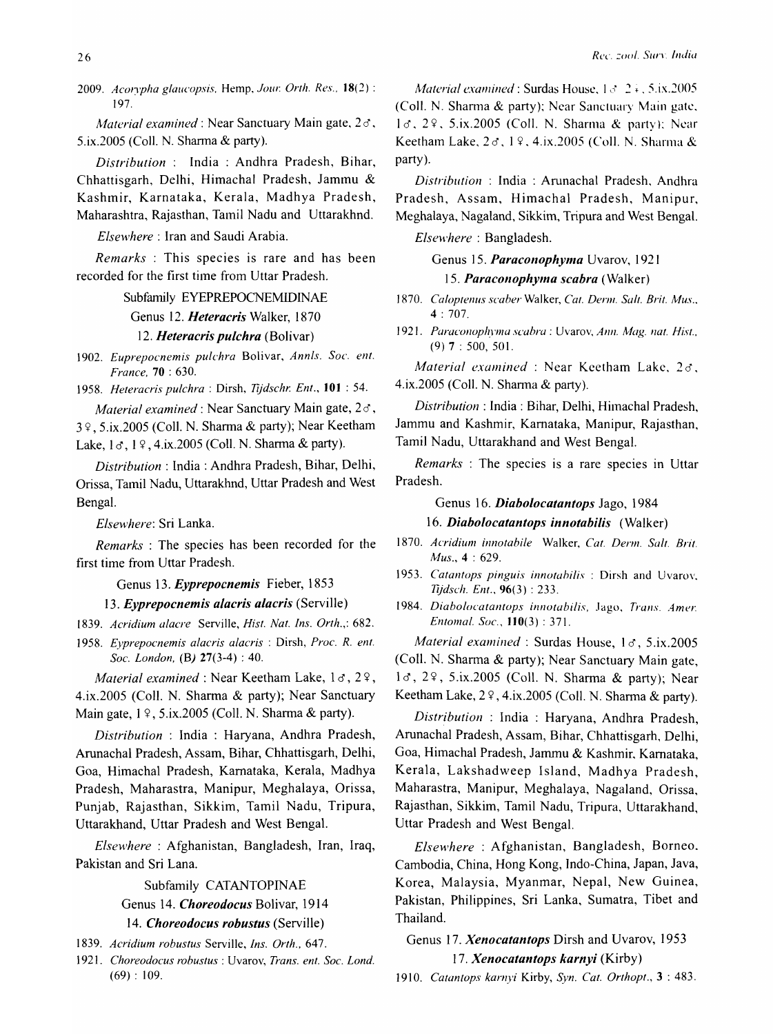2009. *Acorypha glaucopsis*, Hemp, *Jour. Orth. Res.*, **18**(2) : 197.

*Material examined* : Near Sanctuary Main gate, 2♂, 5.ix.2005 (Coll. N. Sharma & party).

*Distribution* : India : Andhra Pradesh, Bihar, Chhattisgarh, Delhi, Himachal Pradesh, Jammu & Kashmir, Karnataka, Kerala, Madhya Pradesh, Maharashtra, Rajasthan, Tamil Nadu and Uttarakhnd.

*Elsewhere* : Iran and Saudi Arabia.

*Remarks* : This species is rare and has been recorded for the first time from Uttar Pradesh.

Subfamily EYEPREPOCNEMIDINAE

Genus 12. ***Heteracris*** Walker, 1870

12. ***Heteracris pulchra*** (Bolivar)

1902. *Euprepocnemis pulchra* Bolivar, *Annls. Soc. ent. France*, **70** : 630.

1958. *Heteracris pulchra* : Dirsh, *Tijdschr. Ent.*, **101** : 54.

*Material examined* : Near Sanctuary Main gate, 2♂, 3♀, 5.ix.2005 (Coll. N. Sharma & party); Near Keetham Lake, 1♂, 1♀, 4.ix.2005 (Coll. N. Sharma & party).

*Distribution* : India : Andhra Pradesh, Bihar, Delhi, Orissa, Tamil Nadu, Uttarakhnd, Uttar Pradesh and West Bengal.

*Elsewhere*: Sri Lanka.

*Remarks* : The species has been recorded for the first time from Uttar Pradesh.

Genus 13. ***Eyprepocnemis*** Fieber, 1853

13. ***Eyprepocnemis alacris alacris*** (Serville)

1839. *Acridium alacre* Serville, *Hist. Nat. Ins. Orth.*,: 682.

1958. *Eyprepocnemis alacris alacris* : Dirsh, *Proc. R. ent. Soc. London*, (B) **27**(3-4) : 40.

*Material examined* : Near Keetham Lake, 1♂, 2♀, 4.ix.2005 (Coll. N. Sharma & party); Near Sanctuary Main gate, 1♀, 5.ix.2005 (Coll. N. Sharma & party).

*Distribution* : India : Haryana, Andhra Pradesh, Arunachal Pradesh, Assam, Bihar, Chhattisgarh, Delhi, Goa, Himachal Pradesh, Karnataka, Kerala, Madhya Pradesh, Maharastra, Manipur, Meghalaya, Orissa, Punjab, Rajasthan, Sikkim, Tamil Nadu, Tripura, Uttarakhand, Uttar Pradesh and West Bengal.

*Elsewhere* : Afghanistan, Bangladesh, Iran, Iraq, Pakistan and Sri Lana.

Subfamily CATANTOPINAE

Genus 14. ***Choreodocus*** Bolivar, 1914

14. ***Choreodocus robustus*** (Serville)

1839. *Acridium robustus* Serville, *Ins. Orth.*, 647.

1921. *Choreodocus robustus* : Uvarov, *Trans. ent. Soc. Lond.* (69) : 109.

*Material examined* : Surdas House, 1♂ 2♀, 5.ix.2005 (Coll. N. Sharma & party); Near Sanctuary Main gate, 1♂, 2♀, 5.ix.2005 (Coll. N. Sharma & party); Near Keetham Lake, 2♂, 1♀, 4.ix.2005 (Coll. N. Sharma & party).

*Distribution* : India : Arunachal Pradesh, Andhra Pradesh, Assam, Himachal Pradesh, Manipur, Meghalaya, Nagaland, Sikkim, Tripura and West Bengal.

*Elsewhere* : Bangladesh.

Genus 15. ***Paraconophyma*** Uvarov, 1921

15. ***Paraconophyma scabra*** (Walker)

1870. *Caloptenus scaber* Walker, *Cat. Derm. Salt. Brit. Mus.*, **4** : 707.

1921. *Paraconophyma scabra* : Uvarov, *Ann. Mag. nat. Hist.*, (9) **7** : 500, 501.

*Material examined* : Near Keetham Lake, 2♂, 4.ix.2005 (Coll. N. Sharma & party).

*Distribution* : India : Bihar, Delhi, Himachal Pradesh, Jammu and Kashmir, Karnataka, Manipur, Rajasthan, Tamil Nadu, Uttarakhand and West Bengal.

*Remarks* : The species is a rare species in Uttar Pradesh.

Genus 16. ***Diabolocatantops*** Jago, 1984

16. ***Diabolocatantops innotabilis*** (Walker)

1870. *Acridium innotabile* Walker, *Cat. Derm. Salt. Brit. Mus.*, **4** : 629.

1953. *Catantops pinguis innotabilis* : Dirsh and Uvarov, *Tijdsch. Ent.*, **96**(3) : 233.

1984. *Diabolocatantops innotabilis*, Jago, *Trans. Amer. Entomal. Soc.*, **110**(3) : 371.

*Material examined* : Surdas House, 1♂, 5.ix.2005 (Coll. N. Sharma & party); Near Sanctuary Main gate, 1♂, 2♀, 5.ix.2005 (Coll. N. Sharma & party); Near Keetham Lake, 2♀, 4.ix.2005 (Coll. N. Sharma & party).

*Distribution* : India : Haryana, Andhra Pradesh, Arunachal Pradesh, Assam, Bihar, Chhattisgarh, Delhi, Goa, Himachal Pradesh, Jammu & Kashmir, Karnataka, Kerala, Lakshadweep Island, Madhya Pradesh, Maharastra, Manipur, Meghalaya, Nagaland, Orissa, Rajasthan, Sikkim, Tamil Nadu, Tripura, Uttarakhand, Uttar Pradesh and West Bengal.

*Elsewhere* : Afghanistan, Bangladesh, Borneo, Cambodia, China, Hong Kong, Indo-China, Japan, Java, Korea, Malaysia, Myanmar, Nepal, New Guinea, Pakistan, Philippines, Sri Lanka, Sumatra, Tibet and Thailand.

Genus 17. ***Xenocatantops*** Dirsh and Uvarov, 1953

17. ***Xenocatantops karnyi*** (Kirby)

1910. *Catantops karnyi* Kirby, *Syn. Cat. Orthopt.*, **3** : 483.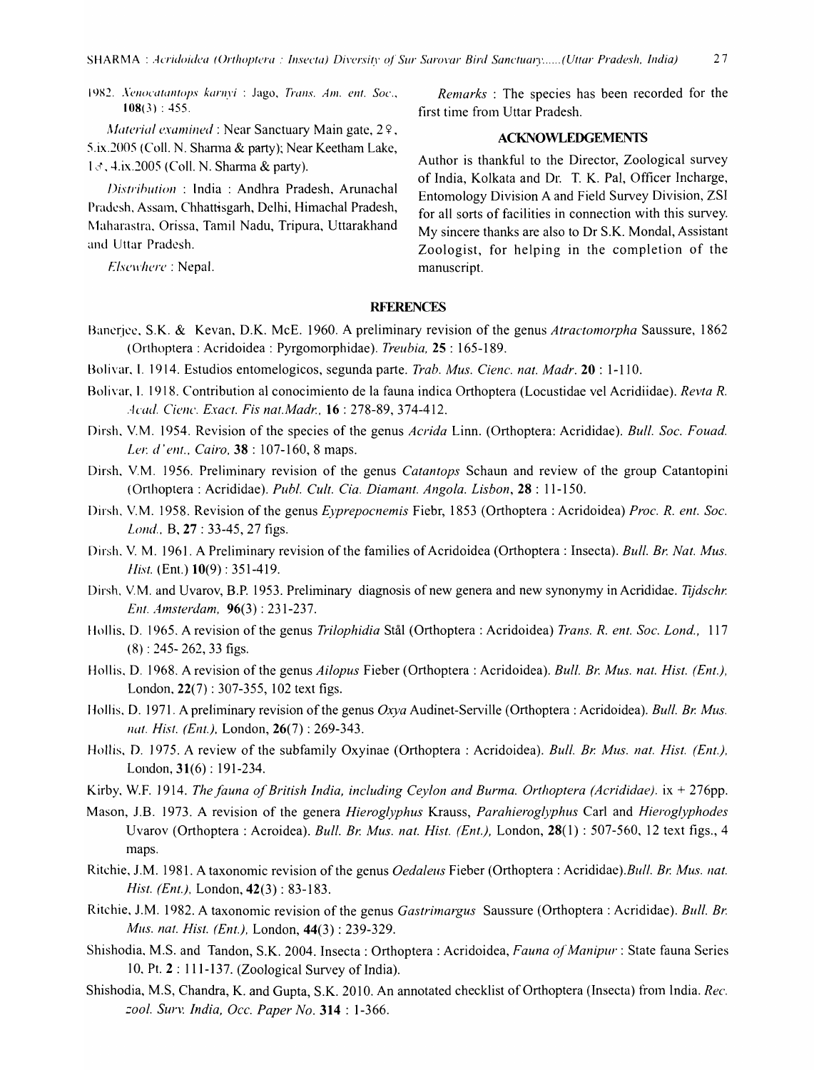1982. *Xenocatantops karnyi* : Jago, *Trans. Am. ent. Soc.*, **108**(3) : 455.

*Material examined* : Near Sanctuary Main gate, 2♀, 5.ix.2005 (Coll. N. Sharma & party); Near Keetham Lake, 1♂, 4.ix.2005 (Coll. N. Sharma & party).

*Distribution* : India : Andhra Pradesh, Arunachal Pradesh, Assam, Chhattisgarh, Delhi, Himachal Pradesh, Maharastra, Orissa, Tamil Nadu, Tripura, Uttarakhand and Uttar Pradesh.

*Elsewhere* : Nepal.

*Remarks* : The species has been recorded for the first time from Uttar Pradesh.

## ACKNOWLEDGEMENTS

Author is thankful to the Director, Zoological survey of India, Kolkata and Dr. T. K. Pal, Officer Incharge, Entomology Division A and Field Survey Division, ZSI for all sorts of facilities in connection with this survey. My sincere thanks are also to Dr S.K. Mondal, Assistant Zoologist, for helping in the completion of the manuscript.

## RFERENCES

Banerjee, S.K. & Kevan, D.K. McE. 1960. A preliminary revision of the genus *Atractomorpha* Saussure, 1862 (Orthoptera : Acridoidea : Pyrgomorphidae). *Treubia*, **25** : 165-189.

Bolivar, I. 1914. Estudios entomelogicos, segunda parte. *Trab. Mus. Cienc. nat. Madr*. **20** : 1-110.

Bolivar, I. 1918. Contribution al conocimiento de la fauna indica Orthoptera (Locustidae vel Acridiidae). *Revta R. Acad. Cienc. Exact. Fis nat.Madr.,* **16** : 278-89, 374-412.

Dirsh, V.M. 1954. Revision of the species of the genus *Acrida* Linn. (Orthoptera: Acrididae). *Bull. Soc. Fouad. Ler. d'ent., Cairo,* **38** : 107-160, 8 maps.

Dirsh, V.M. 1956. Preliminary revision of the genus *Catantops* Schaun and review of the group Catantopini (Orthoptera : Acrididae). *Publ. Cult. Cia. Diamant. Angola. Lisbon*, **28** : 11-150.

Dirsh, V.M. 1958. Revision of the genus *Eyprepocnemis* Fiebr, 1853 (Orthoptera : Acridoidea) *Proc. R. ent. Soc. Lond.,* B, **27** : 33-45, 27 figs.

Dirsh, V. M. 1961. A Preliminary revision of the families of Acridoidea (Orthoptera : Insecta). *Bull. Br. Nat. Mus. Hist.* (Ent.) **10**(9) : 351-419.

Dirsh, V.M. and Uvarov, B.P. 1953. Preliminary diagnosis of new genera and new synonymy in Acrididae. *Tijdschr. Ent. Amsterdam,* **96**(3) : 231-237.

Hollis, D. 1965. A revision of the genus *Trilophidia* Stål (Orthoptera : Acridoidea) *Trans. R. ent. Soc. Lond.,* 117 (8) : 245- 262, 33 figs.

Hollis, D. 1968. A revision of the genus *Ailopus* Fieber (Orthoptera : Acridoidea). *Bull. Br. Mus. nat. Hist. (Ent.),* London, **22**(7) : 307-355, 102 text figs.

Hollis, D. 1971. A preliminary revision of the genus *Oxya* Audinet-Serville (Orthoptera : Acridoidea). *Bull. Br. Mus. nat. Hist. (Ent.),* London, **26**(7) : 269-343.

Hollis, D. 1975. A review of the subfamily Oxyinae (Orthoptera : Acridoidea). *Bull. Br. Mus. nat. Hist. (Ent.),* London, **31**(6) : 191-234.

Kirby, W.F. 1914. *The fauna of British India, including Ceylon and Burma. Orthoptera (Acrididae).* ix + 276pp.

Mason, J.B. 1973. A revision of the genera *Hieroglyphus* Krauss, *Parahieroglyphus* Carl and *Hieroglyphodes* Uvarov (Orthoptera : Acroidea). *Bull. Br. Mus. nat. Hist. (Ent.),* London, **28**(1) : 507-560, 12 text figs., 4 maps.

Ritchie, J.M. 1981. A taxonomic revision of the genus *Oedaleus* Fieber (Orthoptera : Acrididae).*Bull. Br. Mus. nat. Hist. (Ent.),* London, **42**(3) : 83-183.

Ritchie, J.M. 1982. A taxonomic revision of the genus *Gastrimargus* Saussure (Orthoptera : Acrididae). *Bull. Br. Mus. nat. Hist. (Ent.),* London, **44**(3) : 239-329.

Shishodia, M.S. and Tandon, S.K. 2004. Insecta : Orthoptera : Acridoidea, *Fauna of Manipur* : State fauna Series 10, Pt. **2** : 111-137. (Zoological Survey of India).

Shishodia, M.S, Chandra, K. and Gupta, S.K. 2010. An annotated checklist of Orthoptera (Insecta) from India. *Rec. zool. Surv. India, Occ. Paper No.* **314** : 1-366.